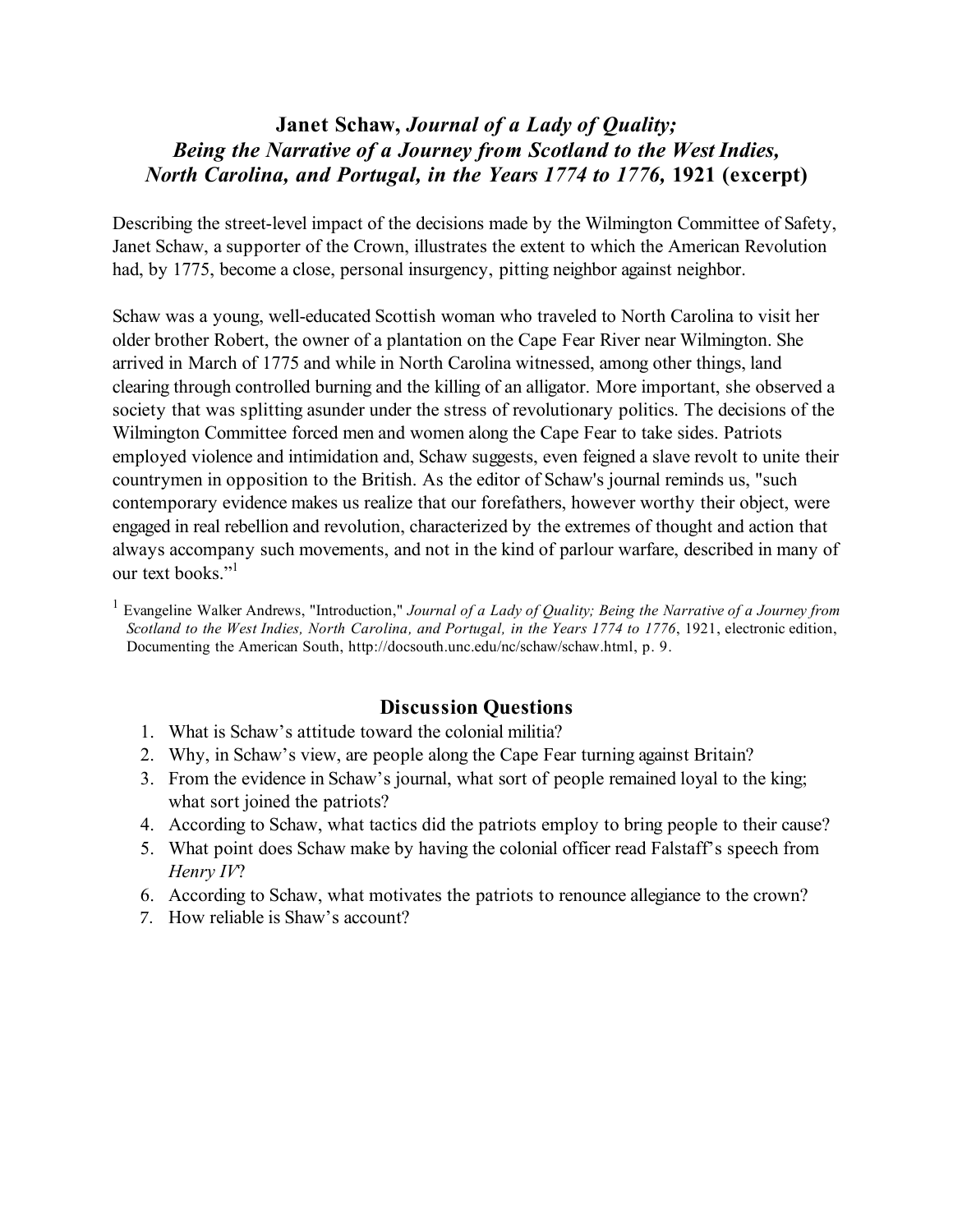# Janet Schaw, *Journal of a Lady of Quality; Being the Narrative of a Journey from Scotland to the West Indies, North Carolina, and Portugal, in the Years 1774 to 1776,* 1921 (excerpt)

Describing the street-level impact of the decisions made by the Wilmington Committee of Safety, Janet Schaw, a supporter of the Crown, illustrates the extent to which the American Revolution had, by 1775, become a close, personal insurgency, pitting neighbor against neighbor.

Schaw was a young, well-educated Scottish woman who traveled to North Carolina to visit her older brother Robert, the owner of a plantation on the Cape Fear River near Wilmington. She arrived in March of 1775 and while in North Carolina witnessed, among other things, land clearing through controlled burning and the killing of an alligator. More important, she observed a society that was splitting asunder under the stress of revolutionary politics. The decisions of the Wilmington Committee forced men and women along the Cape Fear to take sides. Patriots employed violence and intimidation and, Schaw suggests, even feigned a slave revolt to unite their countrymen in opposition to the British. As the editor of Schaw's journal reminds us, "such contemporary evidence makes us realize that our forefathers, however worthy their object, were engaged in real rebellion and revolution, characterized by the extremes of thought and action that always accompany such movements, and not in the kind of parlour warfare, described in many of our text books."[1]

[1] Evangeline Walker Andrews, "Introduction," *Journal of a Lady of Quality; Being the Narrative of a Journey from Scotland to the West Indies, North Carolina, and Portugal, in the Years 1774 to 1776*, 1921, electronic edition, Documenting the American South, http://docsouth.unc.edu/nc/schaw/schaw.html, p. 9.

## Discussion Questions

1. What is Schaw's attitude toward the colonial militia?
2. Why, in Schaw's view, are people along the Cape Fear turning against Britain?
3. From the evidence in Schaw's journal, what sort of people remained loyal to the king; what sort joined the patriots?
4. According to Schaw, what tactics did the patriots employ to bring people to their cause?
5. What point does Schaw make by having the colonial officer read Falstaff's speech from *Henry IV*?
6. According to Schaw, what motivates the patriots to renounce allegiance to the crown?
7. How reliable is Shaw's account?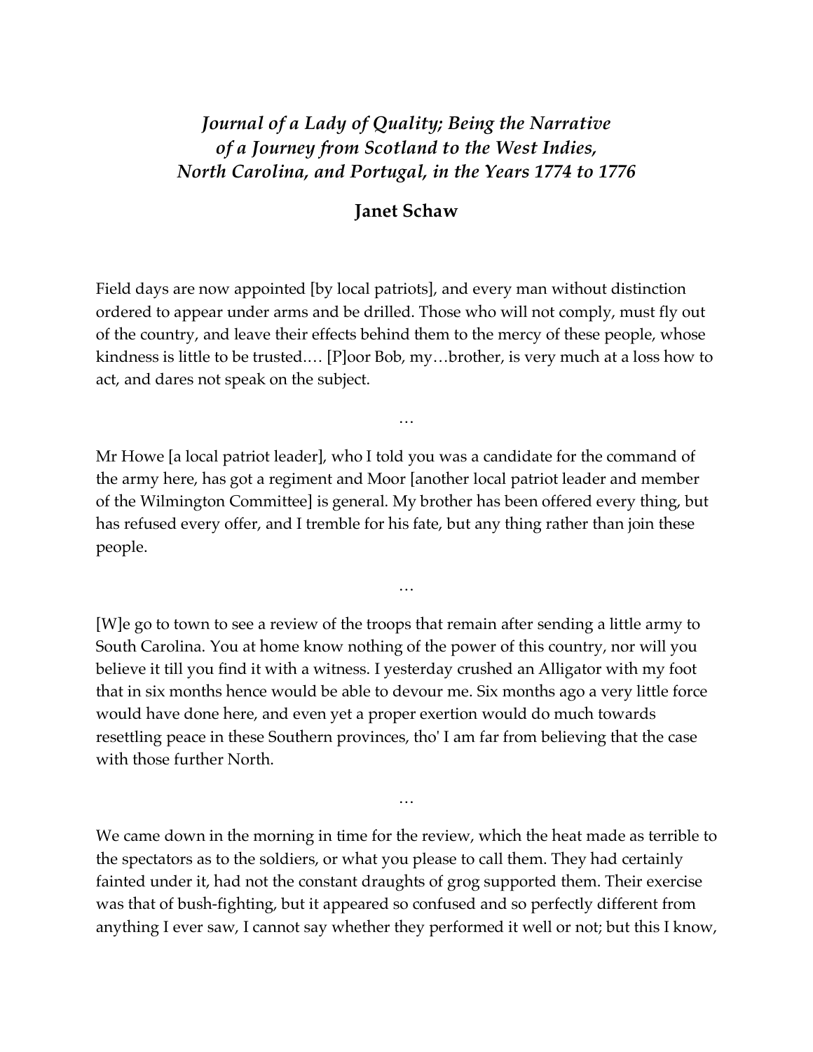# *Journal of a Lady of Quality; Being the Narrative of a Journey from Scotland to the West Indies, North Carolina, and Portugal, in the Years 1774 to 1776*

## Janet Schaw

Field days are now appointed [by local patriots], and every man without distinction ordered to appear under arms and be drilled. Those who will not comply, must fly out of the country, and leave their effects behind them to the mercy of these people, whose kindness is little to be trusted.… [P]oor Bob, my…brother, is very much at a loss how to act, and dares not speak on the subject.

…

Mr Howe [a local patriot leader], who I told you was a candidate for the command of the army here, has got a regiment and Moor [another local patriot leader and member of the Wilmington Committee] is general. My brother has been offered every thing, but has refused every offer, and I tremble for his fate, but any thing rather than join these people.

…

[W]e go to town to see a review of the troops that remain after sending a little army to South Carolina. You at home know nothing of the power of this country, nor will you believe it till you find it with a witness. I yesterday crushed an Alligator with my foot that in six months hence would be able to devour me. Six months ago a very little force would have done here, and even yet a proper exertion would do much towards resettling peace in these Southern provinces, tho' I am far from believing that the case with those further North.

…

We came down in the morning in time for the review, which the heat made as terrible to the spectators as to the soldiers, or what you please to call them. They had certainly fainted under it, had not the constant draughts of grog supported them. Their exercise was that of bush-fighting, but it appeared so confused and so perfectly different from anything I ever saw, I cannot say whether they performed it well or not; but this I know,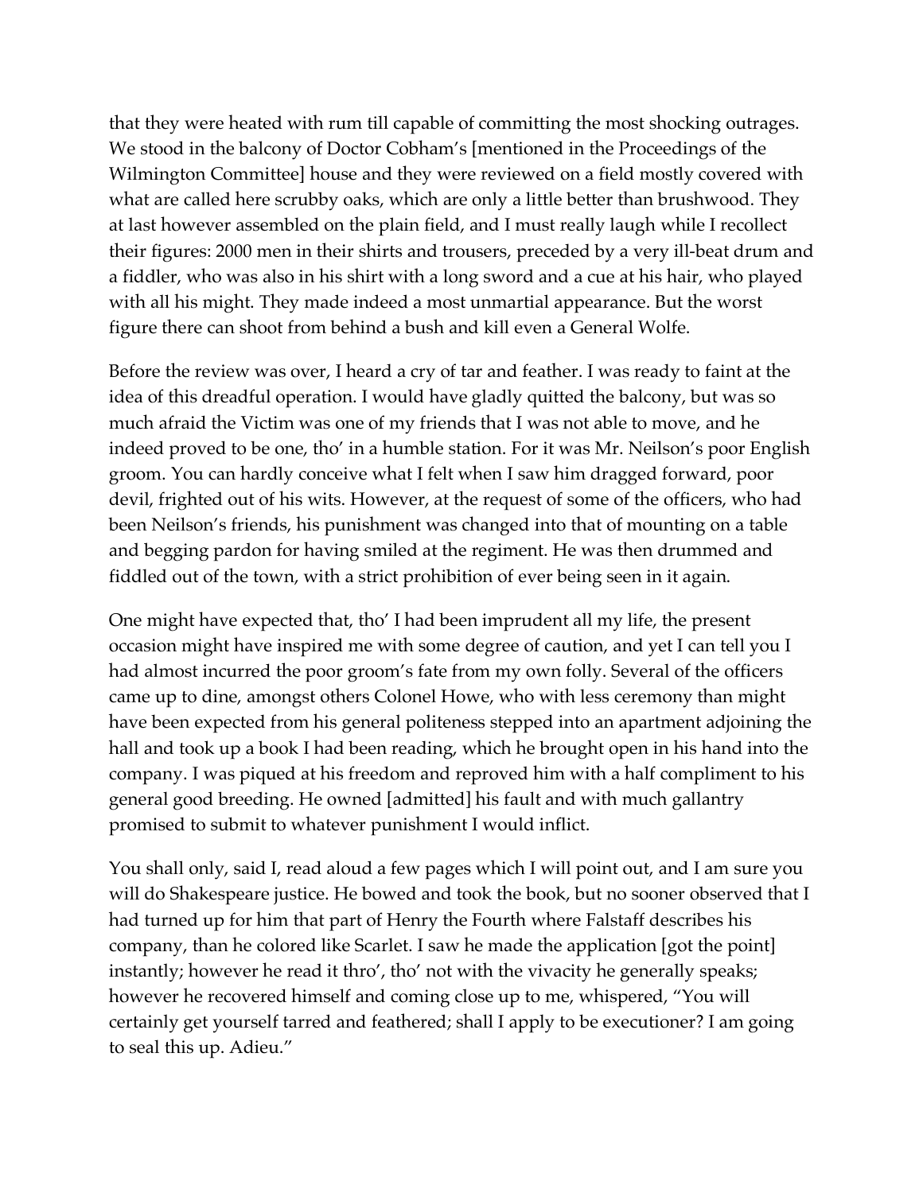that they were heated with rum till capable of committing the most shocking outrages. We stood in the balcony of Doctor Cobham's [mentioned in the Proceedings of the Wilmington Committee] house and they were reviewed on a field mostly covered with what are called here scrubby oaks, which are only a little better than brushwood. They at last however assembled on the plain field, and I must really laugh while I recollect their figures: 2000 men in their shirts and trousers, preceded by a very ill-beat drum and a fiddler, who was also in his shirt with a long sword and a cue at his hair, who played with all his might. They made indeed a most unmartial appearance. But the worst figure there can shoot from behind a bush and kill even a General Wolfe.

Before the review was over, I heard a cry of tar and feather. I was ready to faint at the idea of this dreadful operation. I would have gladly quitted the balcony, but was so much afraid the Victim was one of my friends that I was not able to move, and he indeed proved to be one, tho' in a humble station. For it was Mr. Neilson's poor English groom. You can hardly conceive what I felt when I saw him dragged forward, poor devil, frighted out of his wits. However, at the request of some of the officers, who had been Neilson's friends, his punishment was changed into that of mounting on a table and begging pardon for having smiled at the regiment. He was then drummed and fiddled out of the town, with a strict prohibition of ever being seen in it again.

One might have expected that, tho' I had been imprudent all my life, the present occasion might have inspired me with some degree of caution, and yet I can tell you I had almost incurred the poor groom's fate from my own folly. Several of the officers came up to dine, amongst others Colonel Howe, who with less ceremony than might have been expected from his general politeness stepped into an apartment adjoining the hall and took up a book I had been reading, which he brought open in his hand into the company. I was piqued at his freedom and reproved him with a half compliment to his general good breeding. He owned [admitted] his fault and with much gallantry promised to submit to whatever punishment I would inflict.

You shall only, said I, read aloud a few pages which I will point out, and I am sure you will do Shakespeare justice. He bowed and took the book, but no sooner observed that I had turned up for him that part of Henry the Fourth where Falstaff describes his company, than he colored like Scarlet. I saw he made the application [got the point] instantly; however he read it thro', tho' not with the vivacity he generally speaks; however he recovered himself and coming close up to me, whispered, "You will certainly get yourself tarred and feathered; shall I apply to be executioner? I am going to seal this up. Adieu."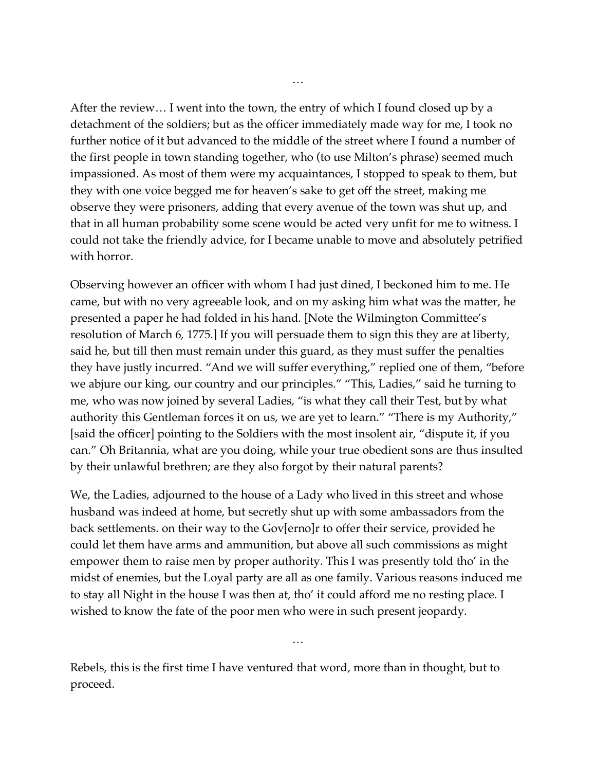…

After the review… I went into the town, the entry of which I found closed up by a detachment of the soldiers; but as the officer immediately made way for me, I took no further notice of it but advanced to the middle of the street where I found a number of the first people in town standing together, who (to use Milton's phrase) seemed much impassioned. As most of them were my acquaintances, I stopped to speak to them, but they with one voice begged me for heaven's sake to get off the street, making me observe they were prisoners, adding that every avenue of the town was shut up, and that in all human probability some scene would be acted very unfit for me to witness. I could not take the friendly advice, for I became unable to move and absolutely petrified with horror.

Observing however an officer with whom I had just dined, I beckoned him to me. He came, but with no very agreeable look, and on my asking him what was the matter, he presented a paper he had folded in his hand. [Note the Wilmington Committee's resolution of March 6, 1775.] If you will persuade them to sign this they are at liberty, said he, but till then must remain under this guard, as they must suffer the penalties they have justly incurred. "And we will suffer everything," replied one of them, "before we abjure our king, our country and our principles." "This, Ladies," said he turning to me, who was now joined by several Ladies, "is what they call their Test, but by what authority this Gentleman forces it on us, we are yet to learn." "There is my Authority," [said the officer] pointing to the Soldiers with the most insolent air, "dispute it, if you can." Oh Britannia, what are you doing, while your true obedient sons are thus insulted by their unlawful brethren; are they also forgot by their natural parents?

We, the Ladies, adjourned to the house of a Lady who lived in this street and whose husband was indeed at home, but secretly shut up with some ambassadors from the back settlements. on their way to the Gov[erno]r to offer their service, provided he could let them have arms and ammunition, but above all such commissions as might empower them to raise men by proper authority. This I was presently told tho' in the midst of enemies, but the Loyal party are all as one family. Various reasons induced me to stay all Night in the house I was then at, tho' it could afford me no resting place. I wished to know the fate of the poor men who were in such present jeopardy.

…

Rebels, this is the first time I have ventured that word, more than in thought, but to proceed.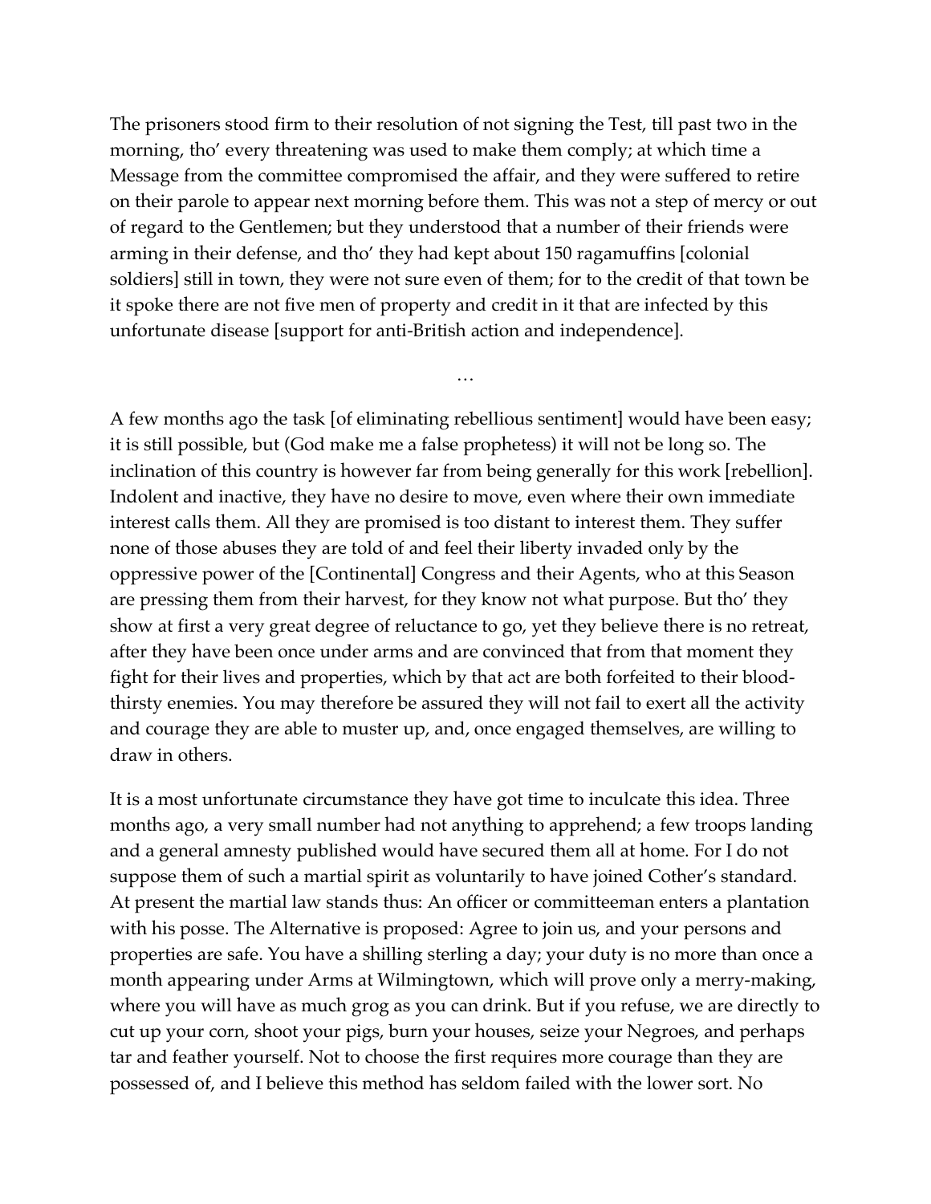The prisoners stood firm to their resolution of not signing the Test, till past two in the morning, tho' every threatening was used to make them comply; at which time a Message from the committee compromised the affair, and they were suffered to retire on their parole to appear next morning before them. This was not a step of mercy or out of regard to the Gentlemen; but they understood that a number of their friends were arming in their defense, and tho' they had kept about 150 ragamuffins [colonial soldiers] still in town, they were not sure even of them; for to the credit of that town be it spoke there are not five men of property and credit in it that are infected by this unfortunate disease [support for anti-British action and independence].

…

A few months ago the task [of eliminating rebellious sentiment] would have been easy; it is still possible, but (God make me a false prophetess) it will not be long so. The inclination of this country is however far from being generally for this work [rebellion]. Indolent and inactive, they have no desire to move, even where their own immediate interest calls them. All they are promised is too distant to interest them. They suffer none of those abuses they are told of and feel their liberty invaded only by the oppressive power of the [Continental] Congress and their Agents, who at this Season are pressing them from their harvest, for they know not what purpose. But tho' they show at first a very great degree of reluctance to go, yet they believe there is no retreat, after they have been once under arms and are convinced that from that moment they fight for their lives and properties, which by that act are both forfeited to their blood-thirsty enemies. You may therefore be assured they will not fail to exert all the activity and courage they are able to muster up, and, once engaged themselves, are willing to draw in others.

It is a most unfortunate circumstance they have got time to inculcate this idea. Three months ago, a very small number had not anything to apprehend; a few troops landing and a general amnesty published would have secured them all at home. For I do not suppose them of such a martial spirit as voluntarily to have joined Cother's standard. At present the martial law stands thus: An officer or committeeman enters a plantation with his posse. The Alternative is proposed: Agree to join us, and your persons and properties are safe. You have a shilling sterling a day; your duty is no more than once a month appearing under Arms at Wilmingtown, which will prove only a merry-making, where you will have as much grog as you can drink. But if you refuse, we are directly to cut up your corn, shoot your pigs, burn your houses, seize your Negroes, and perhaps tar and feather yourself. Not to choose the first requires more courage than they are possessed of, and I believe this method has seldom failed with the lower sort. No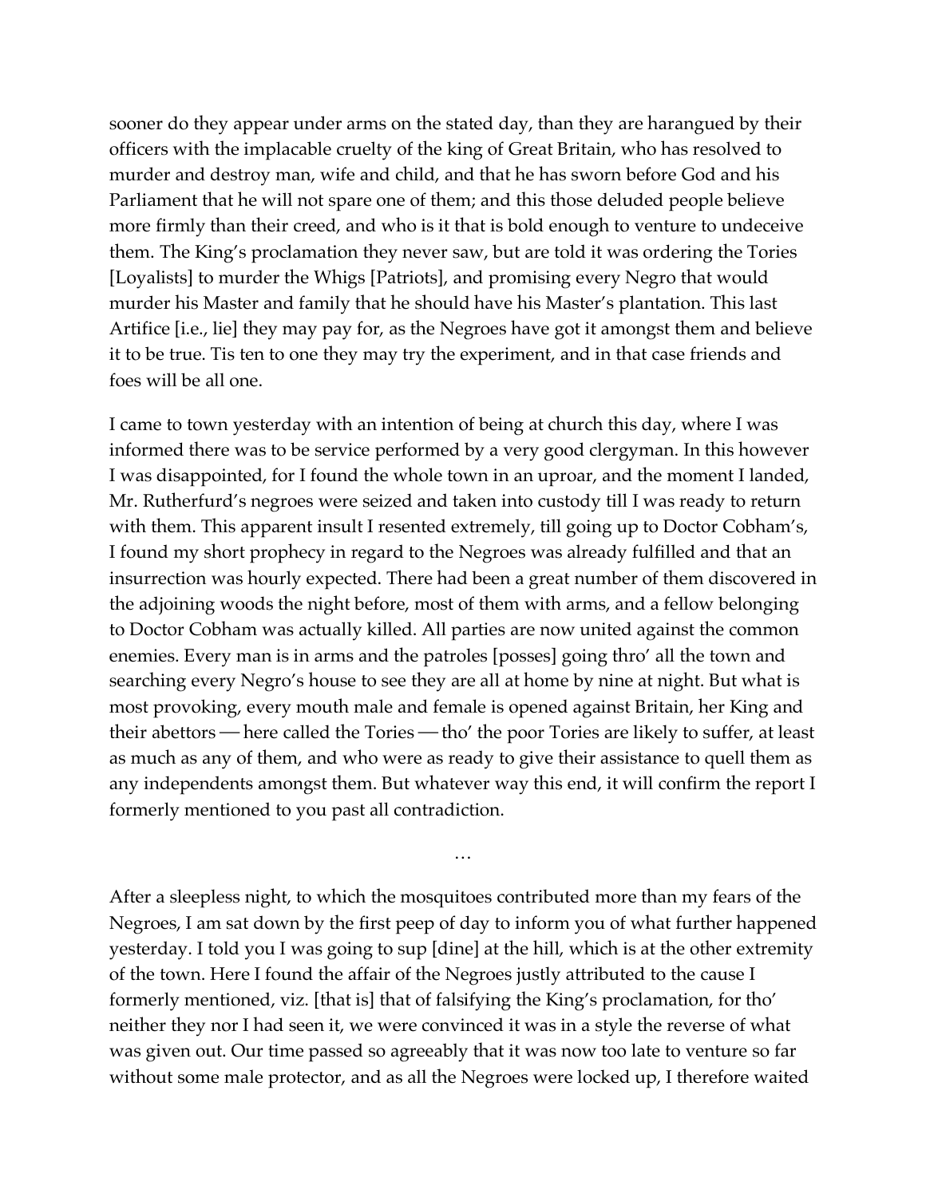sooner do they appear under arms on the stated day, than they are harangued by their officers with the implacable cruelty of the king of Great Britain, who has resolved to murder and destroy man, wife and child, and that he has sworn before God and his Parliament that he will not spare one of them; and this those deluded people believe more firmly than their creed, and who is it that is bold enough to venture to undeceive them. The King's proclamation they never saw, but are told it was ordering the Tories [Loyalists] to murder the Whigs [Patriots], and promising every Negro that would murder his Master and family that he should have his Master's plantation. This last Artifice [i.e., lie] they may pay for, as the Negroes have got it amongst them and believe it to be true. Tis ten to one they may try the experiment, and in that case friends and foes will be all one.

I came to town yesterday with an intention of being at church this day, where I was informed there was to be service performed by a very good clergyman. In this however I was disappointed, for I found the whole town in an uproar, and the moment I landed, Mr. Rutherfurd's negroes were seized and taken into custody till I was ready to return with them. This apparent insult I resented extremely, till going up to Doctor Cobham's, I found my short prophecy in regard to the Negroes was already fulfilled and that an insurrection was hourly expected. There had been a great number of them discovered in the adjoining woods the night before, most of them with arms, and a fellow belonging to Doctor Cobham was actually killed. All parties are now united against the common enemies. Every man is in arms and the patroles [posses] going thro' all the town and searching every Negro's house to see they are all at home by nine at night. But what is most provoking, every mouth male and female is opened against Britain, her King and their abettors — here called the Tories — tho' the poor Tories are likely to suffer, at least as much as any of them, and who were as ready to give their assistance to quell them as any independents amongst them. But whatever way this end, it will confirm the report I formerly mentioned to you past all contradiction.

…

After a sleepless night, to which the mosquitoes contributed more than my fears of the Negroes, I am sat down by the first peep of day to inform you of what further happened yesterday. I told you I was going to sup [dine] at the hill, which is at the other extremity of the town. Here I found the affair of the Negroes justly attributed to the cause I formerly mentioned, viz. [that is] that of falsifying the King's proclamation, for tho' neither they nor I had seen it, we were convinced it was in a style the reverse of what was given out. Our time passed so agreeably that it was now too late to venture so far without some male protector, and as all the Negroes were locked up, I therefore waited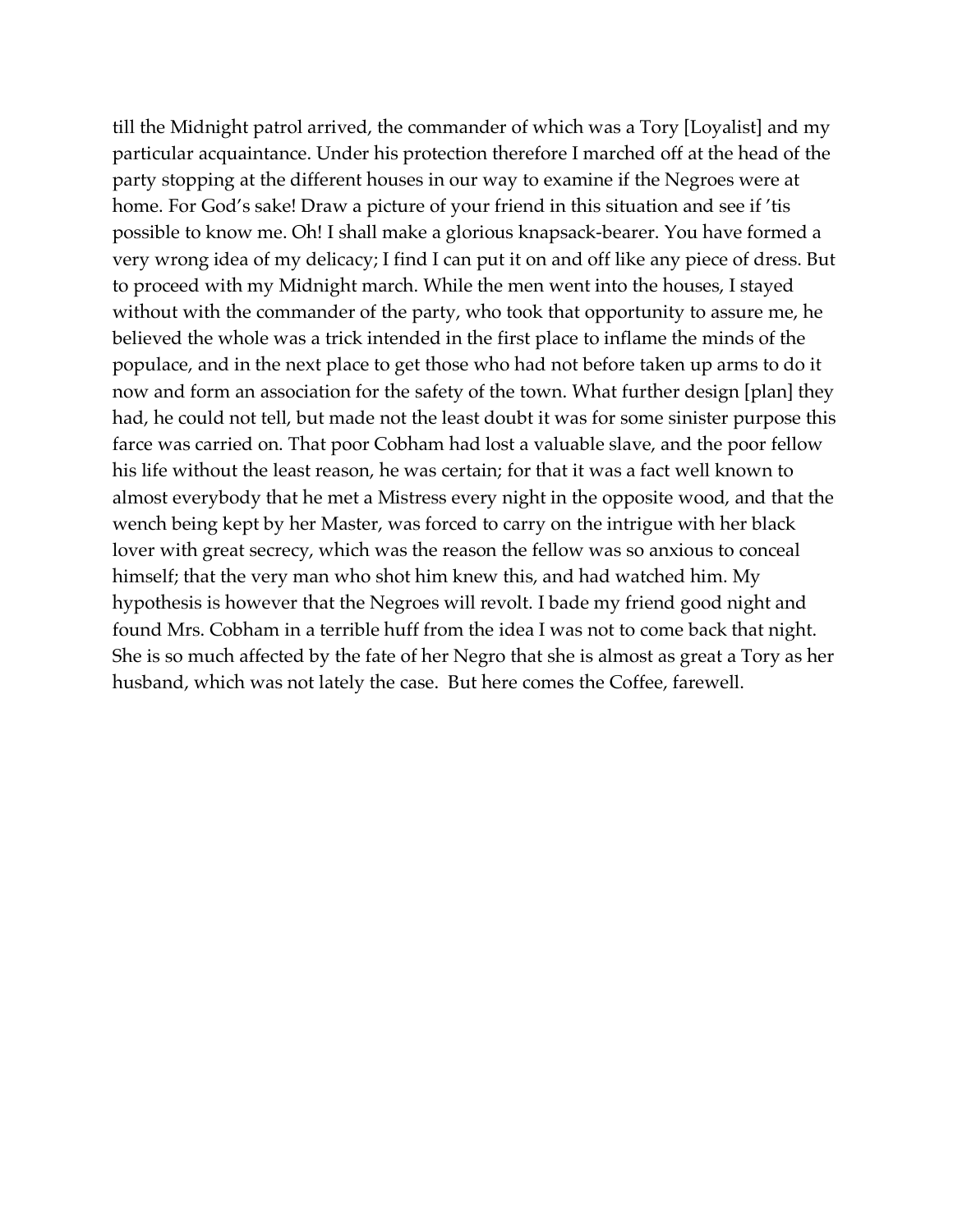till the Midnight patrol arrived, the commander of which was a Tory [Loyalist] and my particular acquaintance. Under his protection therefore I marched off at the head of the party stopping at the different houses in our way to examine if the Negroes were at home. For God's sake! Draw a picture of your friend in this situation and see if 'tis possible to know me. Oh! I shall make a glorious knapsack-bearer. You have formed a very wrong idea of my delicacy; I find I can put it on and off like any piece of dress. But to proceed with my Midnight march. While the men went into the houses, I stayed without with the commander of the party, who took that opportunity to assure me, he believed the whole was a trick intended in the first place to inflame the minds of the populace, and in the next place to get those who had not before taken up arms to do it now and form an association for the safety of the town. What further design [plan] they had, he could not tell, but made not the least doubt it was for some sinister purpose this farce was carried on. That poor Cobham had lost a valuable slave, and the poor fellow his life without the least reason, he was certain; for that it was a fact well known to almost everybody that he met a Mistress every night in the opposite wood, and that the wench being kept by her Master, was forced to carry on the intrigue with her black lover with great secrecy, which was the reason the fellow was so anxious to conceal himself; that the very man who shot him knew this, and had watched him. My hypothesis is however that the Negroes will revolt. I bade my friend good night and found Mrs. Cobham in a terrible huff from the idea I was not to come back that night. She is so much affected by the fate of her Negro that she is almost as great a Tory as her husband, which was not lately the case. But here comes the Coffee, farewell.